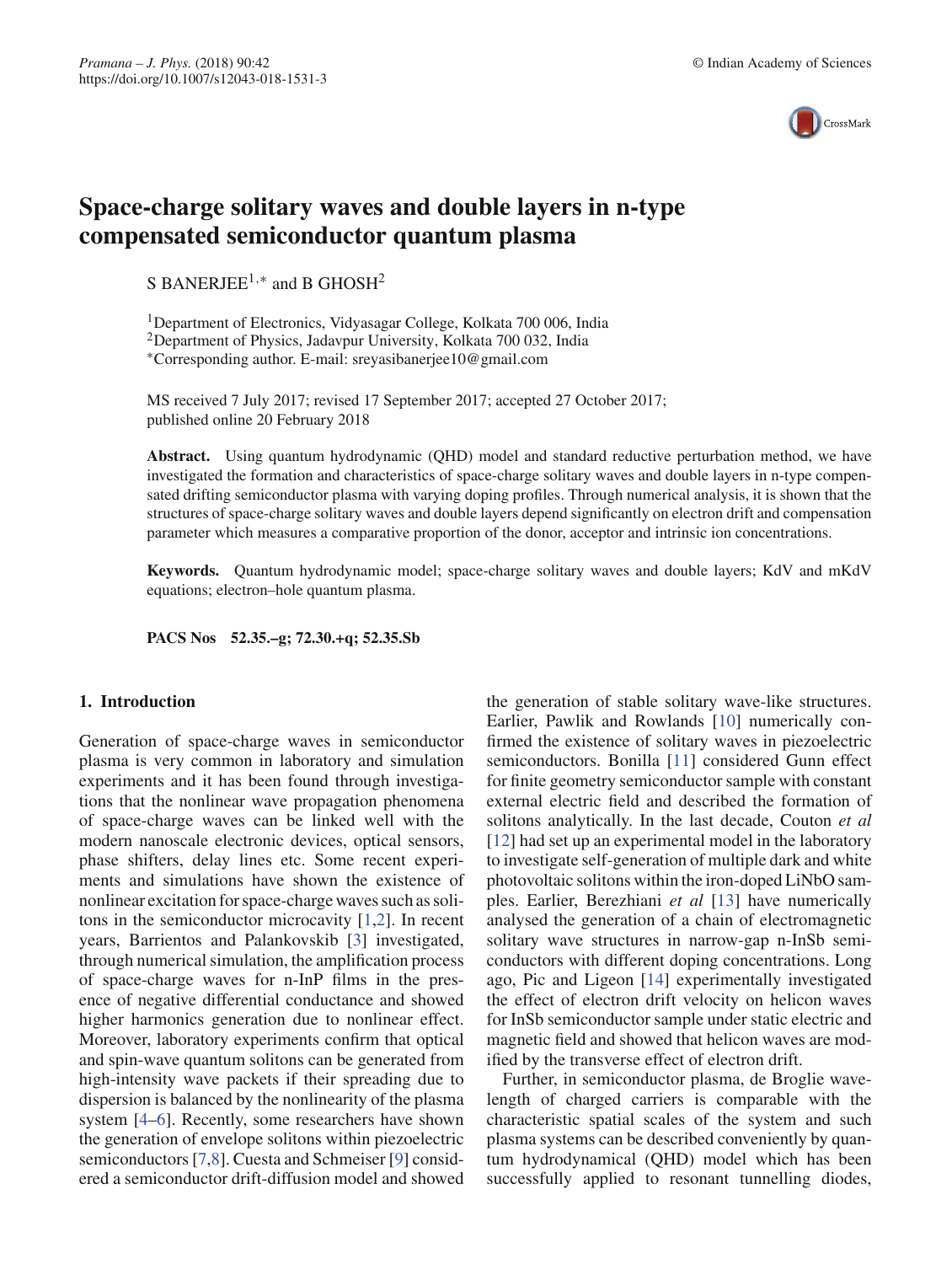# Space-charge solitary waves and double layers in n-type compensated semiconductor quantum plasma

S BANERJEE[1,*] and B GHOSH[2]

[1]Department of Electronics, Vidyasagar College, Kolkata 700 006, India
[2]Department of Physics, Jadavpur University, Kolkata 700 032, India
[*]Corresponding author. E-mail: sreyasibanerjee10@gmail.com

MS received 7 July 2017; revised 17 September 2017; accepted 27 October 2017; published online 20 February 2018

**Abstract.** Using quantum hydrodynamic (QHD) model and standard reductive perturbation method, we have investigated the formation and characteristics of space-charge solitary waves and double layers in n-type compensated drifting semiconductor plasma with varying doping profiles. Through numerical analysis, it is shown that the structures of space-charge solitary waves and double layers depend significantly on electron drift and compensation parameter which measures a comparative proportion of the donor, acceptor and intrinsic ion concentrations.

**Keywords.** Quantum hydrodynamic model; space-charge solitary waves and double layers; KdV and mKdV equations; electron–hole quantum plasma.

**PACS Nos** **52.35.–g; 72.30.+q; 52.35.Sb**

## 1. Introduction

Generation of space-charge waves in semiconductor plasma is very common in laboratory and simulation experiments and it has been found through investigations that the nonlinear wave propagation phenomena of space-charge waves can be linked well with the modern nanoscale electronic devices, optical sensors, phase shifters, delay lines etc. Some recent experiments and simulations have shown the existence of nonlinear excitation for space-charge waves such as solitons in the semiconductor microcavity [1,2]. In recent years, Barrientos and Palankovskib [3] investigated, through numerical simulation, the amplification process of space-charge waves for n-InP films in the presence of negative differential conductance and showed higher harmonics generation due to nonlinear effect. Moreover, laboratory experiments confirm that optical and spin-wave quantum solitons can be generated from high-intensity wave packets if their spreading due to dispersion is balanced by the nonlinearity of the plasma system [4–6]. Recently, some researchers have shown the generation of envelope solitons within piezoelectric semiconductors [7,8]. Cuesta and Schmeiser [9] considered a semiconductor drift-diffusion model and showed the generation of stable solitary wave-like structures. Earlier, Pawlik and Rowlands [10] numerically confirmed the existence of solitary waves in piezoelectric semiconductors. Bonilla [11] considered Gunn effect for finite geometry semiconductor sample with constant external electric field and described the formation of solitons analytically. In the last decade, Couton *et al* [12] had set up an experimental model in the laboratory to investigate self-generation of multiple dark and white photovoltaic solitons within the iron-doped LiNbO samples. Earlier, Berezhiani *et al* [13] have numerically analysed the generation of a chain of electromagnetic solitary wave structures in narrow-gap n-InSb semiconductors with different doping concentrations. Long ago, Pic and Ligeon [14] experimentally investigated the effect of electron drift velocity on helicon waves for InSb semiconductor sample under static electric and magnetic field and showed that helicon waves are modified by the transverse effect of electron drift.

Further, in semiconductor plasma, de Broglie wavelength of charged carriers is comparable with the characteristic spatial scales of the system and such plasma systems can be described conveniently by quantum hydrodynamical (QHD) model which has been successfully applied to resonant tunnelling diodes,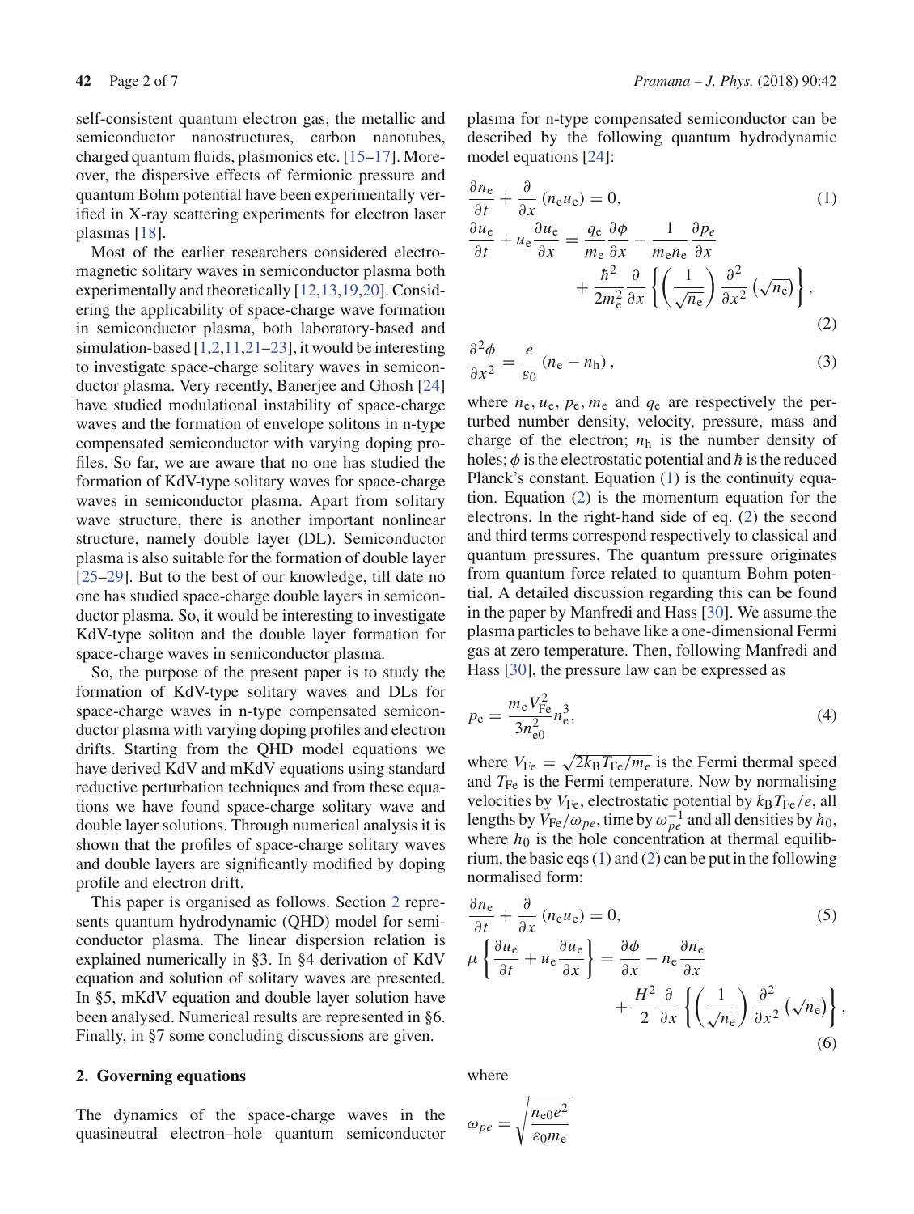self-consistent quantum electron gas, the metallic and semiconductor nanostructures, carbon nanotubes, charged quantum fluids, plasmonics etc. [15–17]. Moreover, the dispersive effects of fermionic pressure and quantum Bohm potential have been experimentally verified in X-ray scattering experiments for electron laser plasmas [18].

Most of the earlier researchers considered electromagnetic solitary waves in semiconductor plasma both experimentally and theoretically [12,13,19,20]. Considering the applicability of space-charge wave formation in semiconductor plasma, both laboratory-based and simulation-based [1,2,11,21–23], it would be interesting to investigate space-charge solitary waves in semiconductor plasma. Very recently, Banerjee and Ghosh [24] have studied modulational instability of space-charge waves and the formation of envelope solitons in n-type compensated semiconductor with varying doping profiles. So far, we are aware that no one has studied the formation of KdV-type solitary waves for space-charge waves in semiconductor plasma. Apart from solitary wave structure, there is another important nonlinear structure, namely double layer (DL). Semiconductor plasma is also suitable for the formation of double layer [25–29]. But to the best of our knowledge, till date no one has studied space-charge double layers in semiconductor plasma. So, it would be interesting to investigate KdV-type soliton and the double layer formation for space-charge waves in semiconductor plasma.

So, the purpose of the present paper is to study the formation of KdV-type solitary waves and DLs for space-charge waves in n-type compensated semiconductor plasma with varying doping profiles and electron drifts. Starting from the QHD model equations we have derived KdV and mKdV equations using standard reductive perturbation techniques and from these equations we have found space-charge solitary wave and double layer solutions. Through numerical analysis it is shown that the profiles of space-charge solitary waves and double layers are significantly modified by doping profile and electron drift.

This paper is organised as follows. Section 2 represents quantum hydrodynamic (QHD) model for semiconductor plasma. The linear dispersion relation is explained numerically in §3. In §4 derivation of KdV equation and solution of solitary waves are presented. In §5, mKdV equation and double layer solution have been analysed. Numerical results are represented in §6. Finally, in §7 some concluding discussions are given.

## 2. Governing equations

The dynamics of the space-charge waves in the quasineutral electron–hole quantum semiconductor plasma for n-type compensated semiconductor can be described by the following quantum hydrodynamic model equations [24]:

$$\frac{\partial n_{\mathrm{e}}}{\partial t}+\frac{\partial}{\partial x}\left(n_{\mathrm{e}} u_{\mathrm{e}}\right)=0, \tag{1}$$

$$\frac{\partial u_{\mathrm{e}}}{\partial t}+u_{\mathrm{e}} \frac{\partial u_{\mathrm{e}}}{\partial x}=\frac{q_{\mathrm{e}}}{m_{\mathrm{e}}} \frac{\partial \phi}{\partial x}-\frac{1}{m_{\mathrm{e}} n_{\mathrm{e}}} \frac{\partial p_{e}}{\partial x}+\frac{\hbar^{2}}{2 m_{\mathrm{e}}^{2}} \frac{\partial}{\partial x}\left\{\left(\frac{1}{\sqrt{n_{\mathrm{e}}}}\right) \frac{\partial^{2}}{\partial x^{2}}\left(\sqrt{n_{\mathrm{e}}}\right)\right\}, \tag{2}$$

$$\frac{\partial^{2} \phi}{\partial x^{2}}=\frac{e}{\varepsilon_{0}}\left(n_{\mathrm{e}}-n_{\mathrm{h}}\right), \tag{3}$$

where $n_{\mathrm{e}}, u_{\mathrm{e}}, p_{\mathrm{e}}, m_{\mathrm{e}}$ and $q_{\mathrm{e}}$ are respectively the perturbed number density, velocity, pressure, mass and charge of the electron; $n_{\mathrm{h}}$ is the number density of holes; $\phi$ is the electrostatic potential and $\hbar$ is the reduced Planck's constant. Equation (1) is the continuity equation. Equation (2) is the momentum equation for the electrons. In the right-hand side of eq. (2) the second and third terms correspond respectively to classical and quantum pressures. The quantum pressure originates from quantum force related to quantum Bohm potential. A detailed discussion regarding this can be found in the paper by Manfredi and Hass [30]. We assume the plasma particles to behave like a one-dimensional Fermi gas at zero temperature. Then, following Manfredi and Hass [30], the pressure law can be expressed as

$$p_{\mathrm{e}}=\frac{m_{\mathrm{e}} V_{\mathrm{Fe}}^{2}}{3 n_{\mathrm{e}0}^{2}} n_{\mathrm{e}}^{3}, \tag{4}$$

where $V_{\mathrm{Fe}}=\sqrt{2 k_{\mathrm{B}} T_{\mathrm{Fe}} / m_{\mathrm{e}}}$ is the Fermi thermal speed and $T_{\mathrm{Fe}}$ is the Fermi temperature. Now by normalising velocities by $V_{\mathrm{Fe}}$, electrostatic potential by $k_{\mathrm{B}} T_{\mathrm{Fe}} / e$, all lengths by $V_{\mathrm{Fe}} / \omega_{pe}$, time by $\omega_{pe}^{-1}$ and all densities by $h_{0}$, where $h_{0}$ is the hole concentration at thermal equilibrium, the basic eqs (1) and (2) can be put in the following normalised form:

$$\frac{\partial n_{\mathrm{e}}}{\partial t}+\frac{\partial}{\partial x}\left(n_{\mathrm{e}} u_{\mathrm{e}}\right)=0, \tag{5}$$

$$\mu\left\{\frac{\partial u_{\mathrm{e}}}{\partial t}+u_{\mathrm{e}} \frac{\partial u_{\mathrm{e}}}{\partial x}\right\}=\frac{\partial \phi}{\partial x}-n_{\mathrm{e}} \frac{\partial n_{\mathrm{e}}}{\partial x}+\frac{H^{2}}{2} \frac{\partial}{\partial x}\left\{\left(\frac{1}{\sqrt{n_{\mathrm{e}}}}\right) \frac{\partial^{2}}{\partial x^{2}}\left(\sqrt{n_{\mathrm{e}}}\right)\right\}, \tag{6}$$

where

$$\omega_{pe}=\sqrt{\frac{n_{\mathrm{e}0} e^{2}}{\varepsilon_{0} m_{\mathrm{e}}}}$$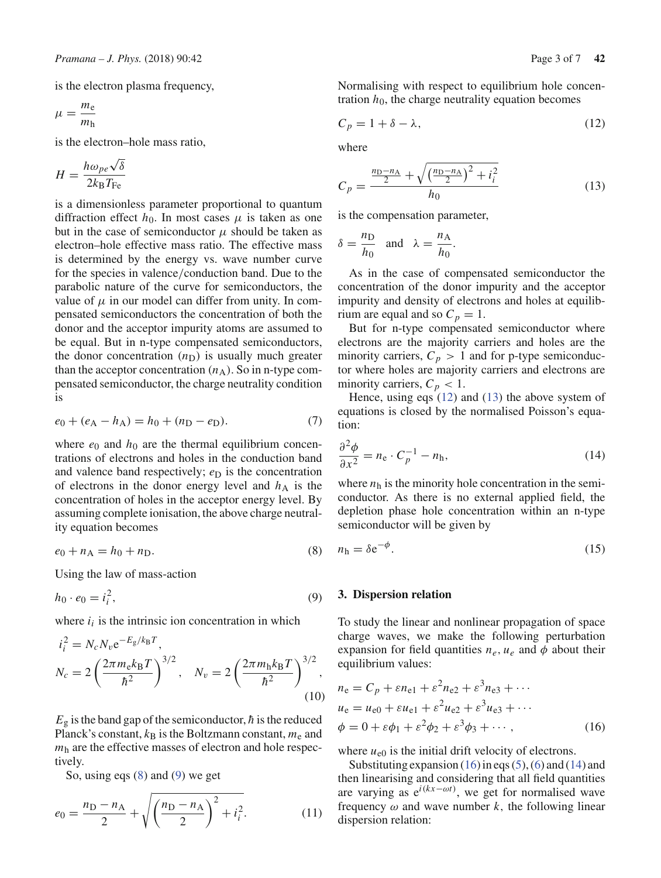is the electron plasma frequency,

$$\mu = \frac{m_e}{m_h}$$

is the electron–hole mass ratio,

$$H = \frac{h\omega_{pe}\sqrt{\delta}}{2k_B T_{Fe}}$$

is a dimensionless parameter proportional to quantum diffraction effect $h_0$. In most cases $\mu$ is taken as one but in the case of semiconductor $\mu$ should be taken as electron–hole effective mass ratio. The effective mass is determined by the energy vs. wave number curve for the species in valence/conduction band. Due to the parabolic nature of the curve for semiconductors, the value of $\mu$ in our model can differ from unity. In compensated semiconductors the concentration of both the donor and the acceptor impurity atoms are assumed to be equal. But in n-type compensated semiconductors, the donor concentration ($n_D$) is usually much greater than the acceptor concentration ($n_A$). So in n-type compensated semiconductor, the charge neutrality condition is

$$e_0 + (e_A - h_A) = h_0 + (n_D - e_D). \tag{7}$$

where $e_0$ and $h_0$ are the thermal equilibrium concentrations of electrons and holes in the conduction band and valence band respectively; $e_D$ is the concentration of electrons in the donor energy level and $h_A$ is the concentration of holes in the acceptor energy level. By assuming complete ionisation, the above charge neutrality equation becomes

$$e_0 + n_A = h_0 + n_D. \tag{8}$$

Using the law of mass-action

$$h_0 \cdot e_0 = i_i^2, \tag{9}$$

where $i_i$ is the intrinsic ion concentration in which

$$i_i^2 = N_c N_v e^{-E_g/k_B T},$$
$$N_c = 2\left(\frac{2\pi m_e k_B T}{\hbar^2}\right)^{3/2}, \quad N_v = 2\left(\frac{2\pi m_h k_B T}{\hbar^2}\right)^{3/2}, \tag{10}$$

$E_g$ is the band gap of the semiconductor, $\hbar$ is the reduced Planck's constant, $k_B$ is the Boltzmann constant, $m_e$ and $m_h$ are the effective masses of electron and hole respectively.

So, using eqs (8) and (9) we get

$$e_0 = \frac{n_D - n_A}{2} + \sqrt{\left(\frac{n_D - n_A}{2}\right)^2 + i_i^2}. \tag{11}$$

Normalising with respect to equilibrium hole concentration $h_0$, the charge neutrality equation becomes

$$C_p = 1 + \delta - \lambda, \tag{12}$$

where

$$C_p = \frac{\frac{n_D - n_A}{2} + \sqrt{\left(\frac{n_D - n_A}{2}\right)^2 + i_i^2}}{h_0} \tag{13}$$

is the compensation parameter,

$$\delta = \frac{n_D}{h_0} \quad \text{and} \quad \lambda = \frac{n_A}{h_0}.$$

As in the case of compensated semiconductor the concentration of the donor impurity and the acceptor impurity and density of electrons and holes at equilibrium are equal and so $C_p = 1$.

But for n-type compensated semiconductor where electrons are the majority carriers and holes are the minority carriers, $C_p > 1$ and for p-type semiconductor where holes are majority carriers and electrons are minority carriers, $C_p < 1$.

Hence, using eqs (12) and (13) the above system of equations is closed by the normalised Poisson's equation:

$$\frac{\partial^2 \phi}{\partial x^2} = n_e \cdot C_p^{-1} - n_h, \tag{14}$$

where $n_h$ is the minority hole concentration in the semiconductor. As there is no external applied field, the depletion phase hole concentration within an n-type semiconductor will be given by

$$n_h = \delta e^{-\phi}. \tag{15}$$

## 3. Dispersion relation

To study the linear and nonlinear propagation of space charge waves, we make the following perturbation expansion for field quantities $n_e$, $u_e$ and $\phi$ about their equilibrium values:

$$n_e = C_p + \varepsilon n_{e1} + \varepsilon^2 n_{e2} + \varepsilon^3 n_{e3} + \cdots$$
$$u_e = u_{e0} + \varepsilon u_{e1} + \varepsilon^2 u_{e2} + \varepsilon^3 u_{e3} + \cdots$$
$$\phi = 0 + \varepsilon \phi_1 + \varepsilon^2 \phi_2 + \varepsilon^3 \phi_3 + \cdots, \tag{16}$$

where $u_{e0}$ is the initial drift velocity of electrons.

Substituting expansion (16) in eqs (5), (6) and (14) and then linearising and considering that all field quantities are varying as $e^{i(kx-\omega t)}$, we get for normalised wave frequency $\omega$ and wave number $k$, the following linear dispersion relation: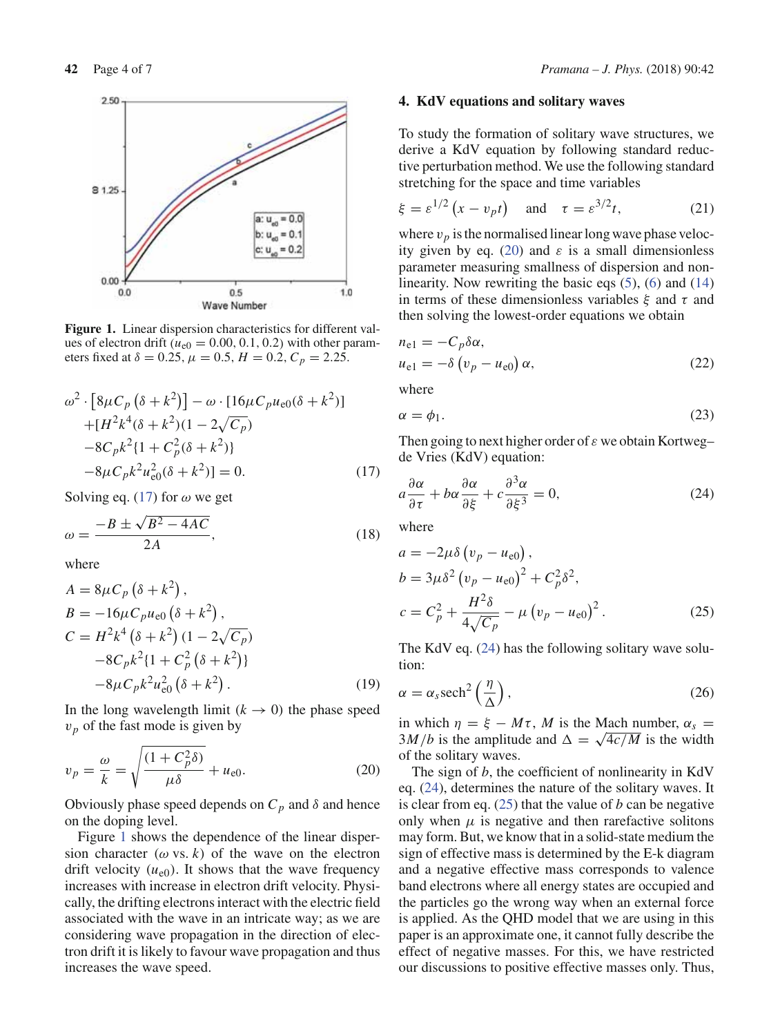**Figure 1.** Linear dispersion characteristics for different values of electron drift ($u_{e0} = 0.00, 0.1, 0.2$) with other parameters fixed at $\delta = 0.25$, $\mu = 0.5$, $H = 0.2$, $C_p = 2.25$.

$$
\begin{aligned}
&\omega^2 \cdot \left[8\mu C_p\left(\delta+k^2\right)\right] - \omega \cdot [16\mu C_p u_{e0}(\delta+k^2)] \\
&\quad + [H^2 k^4(\delta+k^2)(1-2\sqrt{C_p}) \\
&\quad - 8C_p k^2\{1+C_p^2(\delta+k^2)\} \\
&\quad - 8\mu C_p k^2 u_{e0}^2(\delta+k^2)] = 0.
\end{aligned} \tag{17}
$$

Solving eq. (17) for $\omega$ we get

$$
\omega = \frac{-B \pm \sqrt{B^2 - 4AC}}{2A}, \tag{18}
$$

where

$$
\begin{aligned}
A &= 8\mu C_p\left(\delta+k^2\right), \\
B &= -16\mu C_p u_{e0}\left(\delta+k^2\right), \\
C &= H^2 k^4\left(\delta+k^2\right)(1-2\sqrt{C_p}) \\
&\quad - 8C_p k^2\{1+C_p^2\left(\delta+k^2\right)\} \\
&\quad - 8\mu C_p k^2 u_{e0}^2\left(\delta+k^2\right).
\end{aligned} \tag{19}
$$

In the long wavelength limit ($k \to 0$) the phase speed $v_p$ of the fast mode is given by

$$
v_p = \frac{\omega}{k} = \sqrt{\frac{(1+C_p^2\delta)}{\mu\delta}} + u_{e0}. \tag{20}
$$

Obviously phase speed depends on $C_p$ and $\delta$ and hence on the doping level.

Figure 1 shows the dependence of the linear dispersion character ($\omega$ vs. $k$) of the wave on the electron drift velocity ($u_{e0}$). It shows that the wave frequency increases with increase in electron drift velocity. Physically, the drifting electrons interact with the electric field associated with the wave in an intricate way; as we are considering wave propagation in the direction of electron drift it is likely to favour wave propagation and thus increases the wave speed.

## 4. KdV equations and solitary waves

To study the formation of solitary wave structures, we derive a KdV equation by following standard reductive perturbation method. We use the following standard stretching for the space and time variables

$$
\xi = \varepsilon^{1/2}\left(x - v_p t\right) \quad \text{and} \quad \tau = \varepsilon^{3/2} t, \tag{21}
$$

where $v_p$ is the normalised linear long wave phase velocity given by eq. (20) and $\varepsilon$ is a small dimensionless parameter measuring smallness of dispersion and nonlinearity. Now rewriting the basic eqs (5), (6) and (14) in terms of these dimensionless variables $\xi$ and $\tau$ and then solving the lowest-order equations we obtain

$$
\begin{aligned}
n_{e1} &= -C_p\delta\alpha, \\
u_{e1} &= -\delta\left(v_p - u_{e0}\right)\alpha,
\end{aligned} \tag{22}
$$

where

$$
\alpha = \phi_1. \tag{23}
$$

Then going to next higher order of $\varepsilon$ we obtain Kortweg–de Vries (KdV) equation:

$$
a\frac{\partial\alpha}{\partial\tau} + b\alpha\frac{\partial\alpha}{\partial\xi} + c\frac{\partial^3\alpha}{\partial\xi^3} = 0, \tag{24}
$$

where

$$
\begin{aligned}
a &= -2\mu\delta\left(v_p - u_{e0}\right), \\
b &= 3\mu\delta^2\left(v_p - u_{e0}\right)^2 + C_p^2\delta^2, \\
c &= C_p^2 + \frac{H^2\delta}{4\sqrt{C_p}} - \mu\left(v_p - u_{e0}\right)^2.
\end{aligned} \tag{25}
$$

The KdV eq. (24) has the following solitary wave solution:

$$
\alpha = \alpha_s \operatorname{sech}^2\left(\frac{\eta}{\Delta}\right), \tag{26}
$$

in which $\eta = \xi - M\tau$, $M$ is the Mach number, $\alpha_s = 3M/b$ is the amplitude and $\Delta = \sqrt{4c/M}$ is the width of the solitary waves.

The sign of $b$, the coefficient of nonlinearity in KdV eq. (24), determines the nature of the solitary waves. It is clear from eq. (25) that the value of $b$ can be negative only when $\mu$ is negative and then rarefactive solitons may form. But, we know that in a solid-state medium the sign of effective mass is determined by the E-k diagram and a negative effective mass corresponds to valence band electrons where all energy states are occupied and the particles go the wrong way when an external force is applied. As the QHD model that we are using in this paper is an approximate one, it cannot fully describe the effect of negative masses. For this, we have restricted our discussions to positive effective masses only. Thus,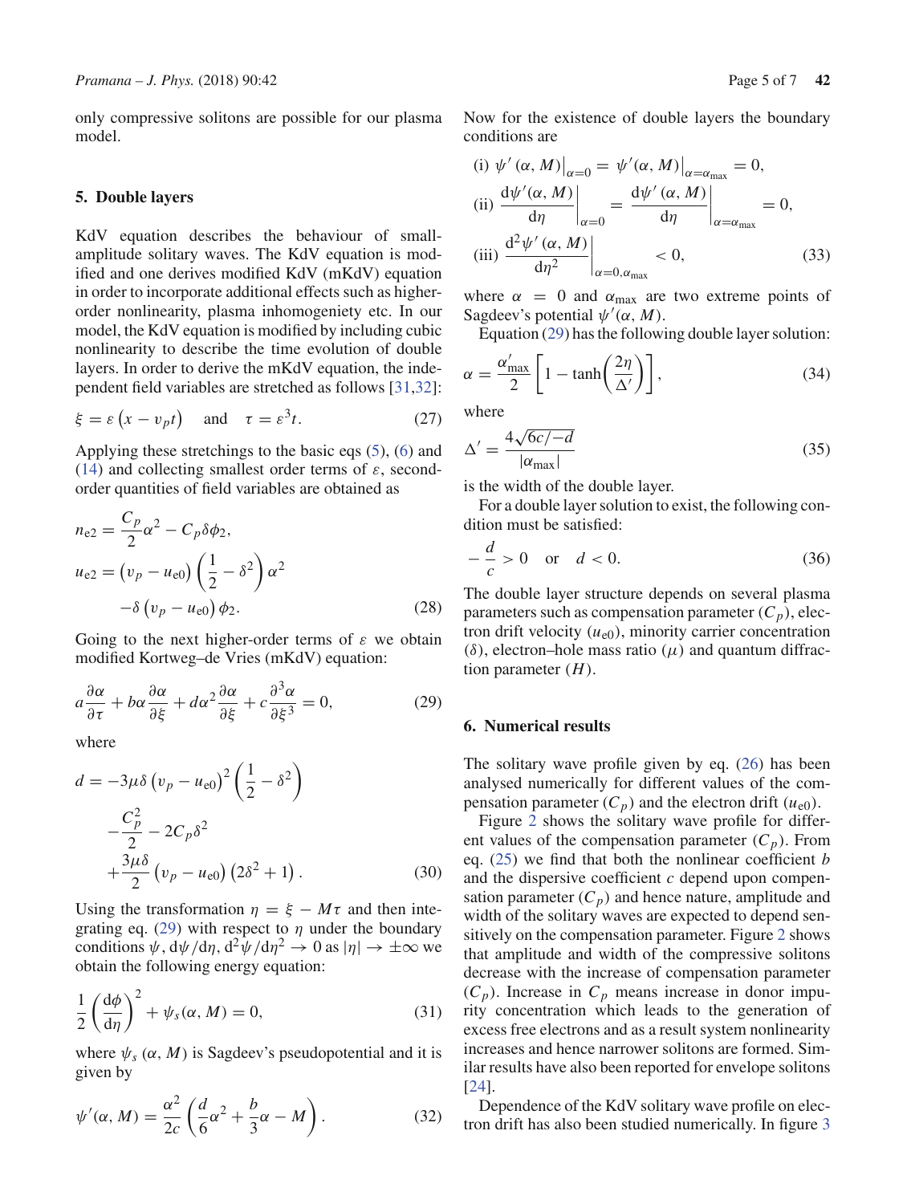only compressive solitons are possible for our plasma model.

## 5. Double layers

KdV equation describes the behaviour of small-amplitude solitary waves. The KdV equation is modified and one derives modified KdV (mKdV) equation in order to incorporate additional effects such as higher-order nonlinearity, plasma inhomogeniety etc. In our model, the KdV equation is modified by including cubic nonlinearity to describe the time evolution of double layers. In order to derive the mKdV equation, the independent field variables are stretched as follows [31,32]:

$$\xi = \varepsilon \left(x - v_p t\right) \quad \text{and} \quad \tau = \varepsilon^3 t. \tag{27}$$

Applying these stretchings to the basic eqs (5), (6) and (14) and collecting smallest order terms of $\varepsilon$, second-order quantities of field variables are obtained as

$$\begin{aligned}
n_{e2} &= \frac{C_p}{2}\alpha^2 - C_p \delta \phi_2, \\
u_{e2} &= \left(v_p - u_{e0}\right)\left(\frac{1}{2} - \delta^2\right)\alpha^2 \\
&\quad - \delta \left(v_p - u_{e0}\right)\phi_2.
\end{aligned} \tag{28}$$

Going to the next higher-order terms of $\varepsilon$ we obtain modified Kortweg–de Vries (mKdV) equation:

$$a\frac{\partial \alpha}{\partial \tau} + b\alpha \frac{\partial \alpha}{\partial \xi} + d\alpha^2 \frac{\partial \alpha}{\partial \xi} + c\frac{\partial^3 \alpha}{\partial \xi^3} = 0, \tag{29}$$

where

$$\begin{aligned}
d &= -3\mu\delta\left(v_p - u_{e0}\right)^2\left(\frac{1}{2} - \delta^2\right) \\
&\quad - \frac{C_p^2}{2} - 2C_p\delta^2 \\
&\quad + \frac{3\mu\delta}{2}\left(v_p - u_{e0}\right)\left(2\delta^2 + 1\right).
\end{aligned} \tag{30}$$

Using the transformation $\eta = \xi - M\tau$ and then integrating eq. (29) with respect to $\eta$ under the boundary conditions $\psi$, $\mathrm{d}\psi/\mathrm{d}\eta$, $\mathrm{d}^2\psi/\mathrm{d}\eta^2 \to 0$ as $|\eta| \to \pm\infty$ we obtain the following energy equation:

$$\frac{1}{2}\left(\frac{\mathrm{d}\phi}{\mathrm{d}\eta}\right)^2 + \psi_s(\alpha, M) = 0, \tag{31}$$

where $\psi_s(\alpha, M)$ is Sagdeev's pseudopotential and it is given by

$$\psi'(\alpha, M) = \frac{\alpha^2}{2c}\left(\frac{d}{6}\alpha^2 + \frac{b}{3}\alpha - M\right). \tag{32}$$

Now for the existence of double layers the boundary conditions are

$$\begin{aligned}
&\text{(i) } \psi'(\alpha, M)\big|_{\alpha=0} = \psi'(\alpha, M)\big|_{\alpha=\alpha_{\max}} = 0, \\
&\text{(ii) } \left.\frac{\mathrm{d}\psi'(\alpha, M)}{\mathrm{d}\eta}\right|_{\alpha=0} = \left.\frac{\mathrm{d}\psi'(\alpha, M)}{\mathrm{d}\eta}\right|_{\alpha=\alpha_{\max}} = 0, \\
&\text{(iii) } \left.\frac{\mathrm{d}^2\psi'(\alpha, M)}{\mathrm{d}\eta^2}\right|_{\alpha=0,\alpha_{\max}} < 0,
\end{aligned} \tag{33}$$

where $\alpha = 0$ and $\alpha_{\max}$ are two extreme points of Sagdeev's potential $\psi'(\alpha, M)$.

Equation (29) has the following double layer solution:

$$\alpha = \frac{\alpha'_{\max}}{2}\left[1 - \tanh\left(\frac{2\eta}{\Delta'}\right)\right], \tag{34}$$

where

$$\Delta' = \frac{4\sqrt{6c/-d}}{|\alpha_{\max}|} \tag{35}$$

is the width of the double layer.

For a double layer solution to exist, the following condition must be satisfied:

$$-\frac{d}{c} > 0 \quad \text{or} \quad d < 0. \tag{36}$$

The double layer structure depends on several plasma parameters such as compensation parameter ($C_p$), electron drift velocity ($u_{e0}$), minority carrier concentration ($\delta$), electron–hole mass ratio ($\mu$) and quantum diffraction parameter ($H$).

## 6. Numerical results

The solitary wave profile given by eq. (26) has been analysed numerically for different values of the compensation parameter ($C_p$) and the electron drift ($u_{e0}$).

Figure 2 shows the solitary wave profile for different values of the compensation parameter ($C_p$). From eq. (25) we find that both the nonlinear coefficient $b$ and the dispersive coefficient $c$ depend upon compensation parameter ($C_p$) and hence nature, amplitude and width of the solitary waves are expected to depend sensitively on the compensation parameter. Figure 2 shows that amplitude and width of the compressive solitons decrease with the increase of compensation parameter ($C_p$). Increase in $C_p$ means increase in donor impurity concentration which leads to the generation of excess free electrons and as a result system nonlinearity increases and hence narrower solitons are formed. Similar results have also been reported for envelope solitons [24].

Dependence of the KdV solitary wave profile on electron drift has also been studied numerically. In figure 3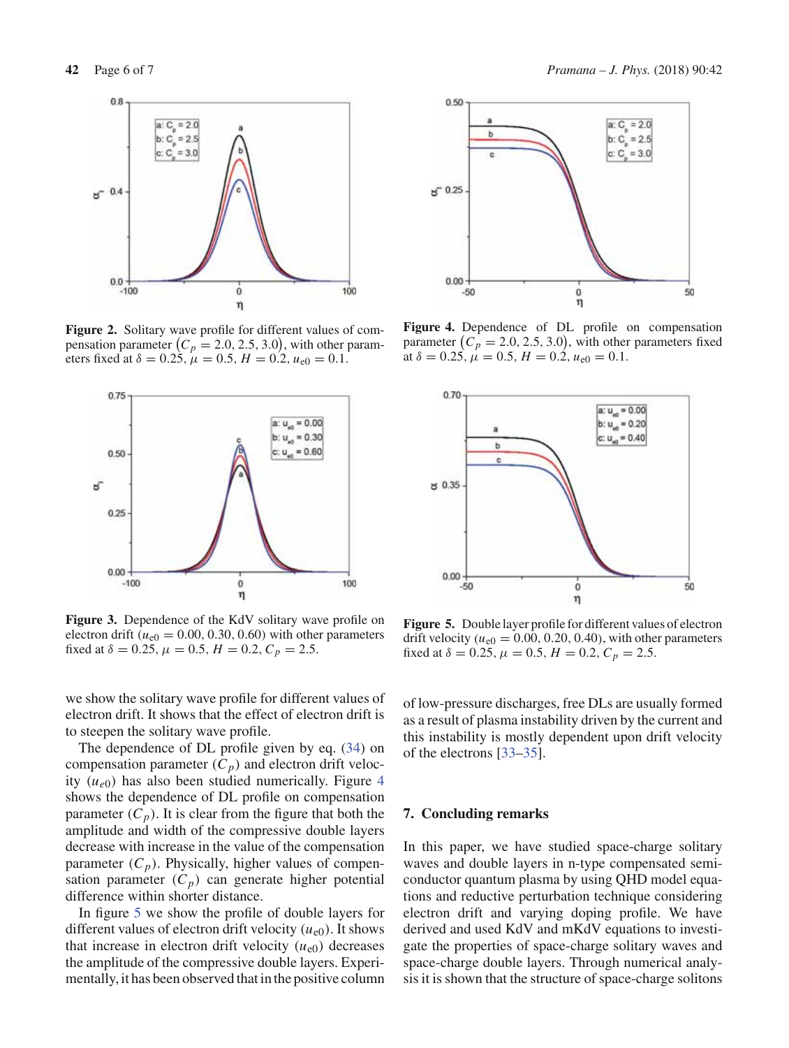**Figure 2.** Solitary wave profile for different values of compensation parameter $(C_p = 2.0, 2.5, 3.0)$, with other parameters fixed at $\delta = 0.25$, $\mu = 0.5$, $H = 0.2$, $u_{e0} = 0.1$.

**Figure 3.** Dependence of the KdV solitary wave profile on electron drift ($u_{e0} = 0.00, 0.30, 0.60$) with other parameters fixed at $\delta = 0.25$, $\mu = 0.5$, $H = 0.2$, $C_p = 2.5$.

**Figure 4.** Dependence of DL profile on compensation parameter $(C_p = 2.0, 2.5, 3.0)$, with other parameters fixed at $\delta = 0.25$, $\mu = 0.5$, $H = 0.2$, $u_{e0} = 0.1$.

**Figure 5.** Double layer profile for different values of electron drift velocity ($u_{e0} = 0.00, 0.20, 0.40$), with other parameters fixed at $\delta = 0.25$, $\mu = 0.5$, $H = 0.2$, $C_p = 2.5$.

we show the solitary wave profile for different values of electron drift. It shows that the effect of electron drift is to steepen the solitary wave profile.

The dependence of DL profile given by eq. (34) on compensation parameter ($C_p$) and electron drift velocity ($u_{e0}$) has also been studied numerically. Figure 4 shows the dependence of DL profile on compensation parameter ($C_p$). It is clear from the figure that both the amplitude and width of the compressive double layers decrease with increase in the value of the compensation parameter ($C_p$). Physically, higher values of compensation parameter ($C_p$) can generate higher potential difference within shorter distance.

In figure 5 we show the profile of double layers for different values of electron drift velocity ($u_{e0}$). It shows that increase in electron drift velocity ($u_{e0}$) decreases the amplitude of the compressive double layers. Experimentally, it has been observed that in the positive column of low-pressure discharges, free DLs are usually formed as a result of plasma instability driven by the current and this instability is mostly dependent upon drift velocity of the electrons [33–35].

## 7. Concluding remarks

In this paper, we have studied space-charge solitary waves and double layers in n-type compensated semiconductor quantum plasma by using QHD model equations and reductive perturbation technique considering electron drift and varying doping profile. We have derived and used KdV and mKdV equations to investigate the properties of space-charge solitary waves and space-charge double layers. Through numerical analysis it is shown that the structure of space-charge solitons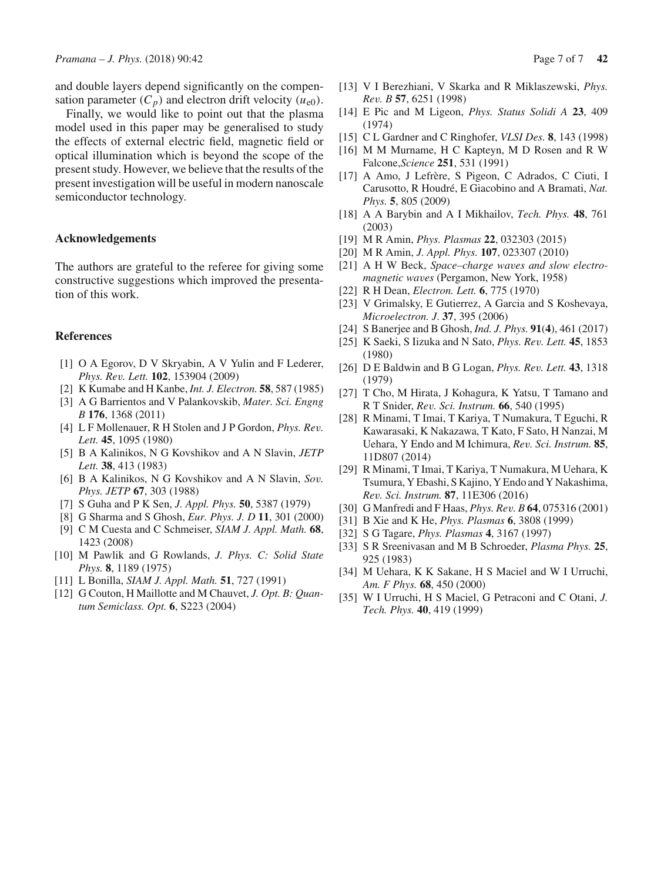and double layers depend significantly on the compensation parameter ($C_p$) and electron drift velocity ($u_{e0}$).

Finally, we would like to point out that the plasma model used in this paper may be generalised to study the effects of external electric field, magnetic field or optical illumination which is beyond the scope of the present study. However, we believe that the results of the present investigation will be useful in modern nanoscale semiconductor technology.

## Acknowledgements

The authors are grateful to the referee for giving some constructive suggestions which improved the presentation of this work.

## References

[1] O A Egorov, D V Skryabin, A V Yulin and F Lederer, *Phys. Rev. Lett.* **102**, 153904 (2009)

[2] K Kumabe and H Kanbe, *Int. J. Electron.* **58**, 587 (1985)

[3] A G Barrientos and V Palankovskib, *Mater. Sci. Engng B* **176**, 1368 (2011)

[4] L F Mollenauer, R H Stolen and J P Gordon, *Phys. Rev. Lett.* **45**, 1095 (1980)

[5] B A Kalinikos, N G Kovshikov and A N Slavin, *JETP Lett.* **38**, 413 (1983)

[6] B A Kalinikos, N G Kovshikov and A N Slavin, *Sov. Phys. JETP* **67**, 303 (1988)

[7] S Guha and P K Sen, *J. Appl. Phys.* **50**, 5387 (1979)

[8] G Sharma and S Ghosh, *Eur. Phys. J. D* **11**, 301 (2000)

[9] C M Cuesta and C Schmeiser, *SIAM J. Appl. Math.* **68**, 1423 (2008)

[10] M Pawlik and G Rowlands, *J. Phys. C: Solid State Phys.* **8**, 1189 (1975)

[11] L Bonilla, *SIAM J. Appl. Math.* **51**, 727 (1991)

[12] G Couton, H Maillotte and M Chauvet, *J. Opt. B: Quantum Semiclass. Opt.* **6**, S223 (2004)

[13] V I Berezhiani, V Skarka and R Miklaszewski, *Phys. Rev. B* **57**, 6251 (1998)

[14] E Pic and M Ligeon, *Phys. Status Solidi A* **23**, 409 (1974)

[15] C L Gardner and C Ringhofer, *VLSI Des.* **8**, 143 (1998)

[16] M M Murname, H C Kapteyn, M D Rosen and R W Falcone,*Science* **251**, 531 (1991)

[17] A Amo, J Lefrère, S Pigeon, C Adrados, C Ciuti, I Carusotto, R Houdré, E Giacobino and A Bramati, *Nat. Phys.* **5**, 805 (2009)

[18] A A Barybin and A I Mikhailov, *Tech. Phys.* **48**, 761 (2003)

[19] M R Amin, *Phys. Plasmas* **22**, 032303 (2015)

[20] M R Amin, *J. Appl. Phys.* **107**, 023307 (2010)

[21] A H W Beck, *Space–charge waves and slow electromagnetic waves* (Pergamon, New York, 1958)

[22] R H Dean, *Electron. Lett.* **6**, 775 (1970)

[23] V Grimalsky, E Gutierrez, A Garcia and S Koshevaya, *Microelectron. J*. **37**, 395 (2006)

[24] S Banerjee and B Ghosh, *Ind. J. Phys.* **91**(**4**), 461 (2017)

[25] K Saeki, S Iizuka and N Sato, *Phys. Rev. Lett.* **45**, 1853 (1980)

[26] D E Baldwin and B G Logan, *Phys. Rev. Lett.* **43**, 1318 (1979)

[27] T Cho, M Hirata, J Kohagura, K Yatsu, T Tamano and R T Snider, *Rev. Sci. Instrum.* **66**, 540 (1995)

[28] R Minami, T Imai, T Kariya, T Numakura, T Eguchi, R Kawarasaki, K Nakazawa, T Kato, F Sato, H Nanzai, M Uehara, Y Endo and M Ichimura, *Rev. Sci. Instrum.* **85**, 11D807 (2014)

[29] R Minami, T Imai, T Kariya, T Numakura, M Uehara, K Tsumura, Y Ebashi, S Kajino, Y Endo and Y Nakashima, *Rev. Sci. Instrum.* **87**, 11E306 (2016)

[30] G Manfredi and F Haas, *Phys. Rev. B* **64**, 075316 (2001)

[31] B Xie and K He, *Phys. Plasmas* **6**, 3808 (1999)

[32] S G Tagare, *Phys. Plasmas* **4**, 3167 (1997)

[33] S R Sreenivasan and M B Schroeder, *Plasma Phys.* **25**, 925 (1983)

[34] M Uehara, K K Sakane, H S Maciel and W I Urruchi, *Am. F Phys.* **68**, 450 (2000)

[35] W I Urruchi, H S Maciel, G Petraconi and C Otani, *J. Tech. Phys.* **40**, 419 (1999)